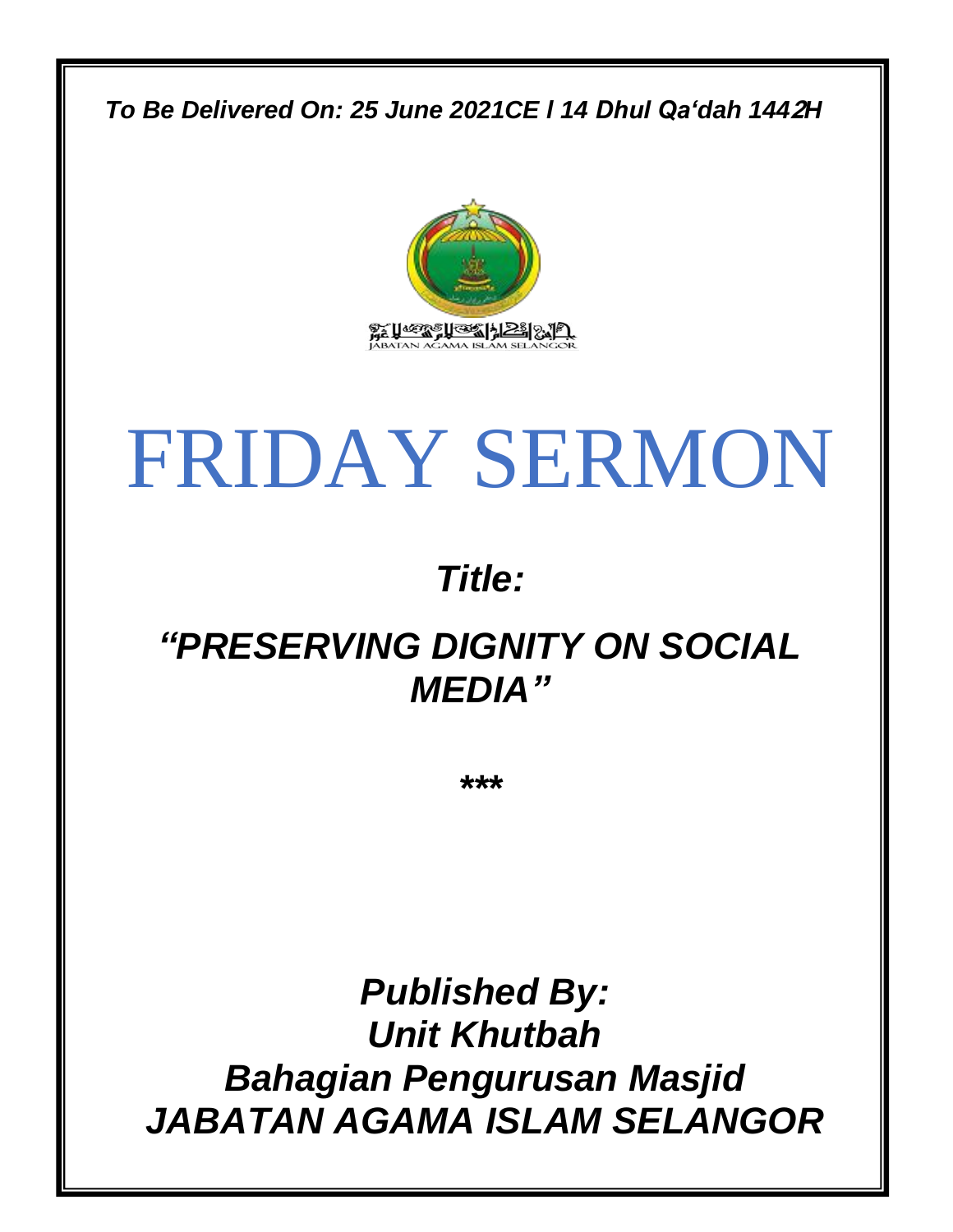*To Be Delivered On: 25 June 2021CE l 14 Dhul Qa'dah 1442H*

JABATAN AGAMA ISLAM SELANGOR

# FRIDAY SERMON

## *Title:*

## *"PRESERVING DIGNITY ON SOCIAL MEDIA"*

**\*\*\***

***Published By:***
***Unit Khutbah***
***Bahagian Pengurusan Masjid***
***JABATAN AGAMA ISLAM SELANGOR***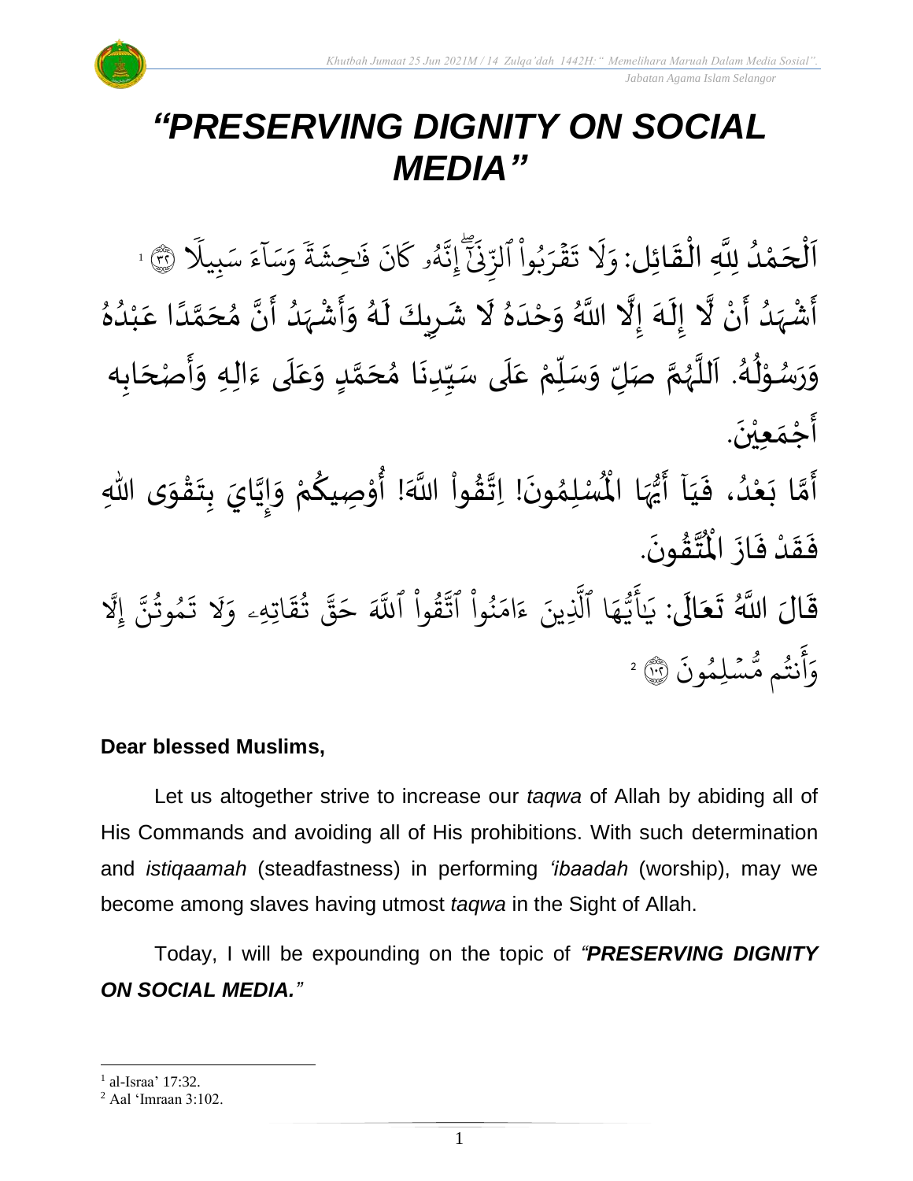# *"PRESERVING DIGNITY ON SOCIAL MEDIA"*

اَلْحَمْدُ لِلَّهِ الْقَائِل: وَلَا تَقۡرَبُواْ ٱلزِّنَىٰٓۖ إِنَّهُۥ كَانَ فَٰحِشَةٗ وَسَآءَ سَبِيلٗا ﴿٣٢﴾ [1]

أَشْهَدُ أَنْ لَّا إِلَهَ إِلَّا اللَّهُ وَحْدَهُ لَا شَرِيكَ لَهُ وَأَشْهَدُ أَنَّ مُحَمَّدًا عَبْدُهُ وَرَسُوْلُهُ. اَللَّهُمَّ صَلِّ وَسَلِّمْ عَلَى سَيِّدِنَا مُحَمَّدٍ وَعَلَى ءَالِهِ وَأَصْحَابِه أَجْمَعِيْنَ.

أَمَّا بَعْدُ، فَيَآ أَيُّهَا الْمُسْلِمُونَ! اِتَّقُواْ اللَّهَ! أُوْصِيكُمْ وَإِيَّايَ بِتَقْوَى اللّٰهِ فَقَدْ فَازَ الْمُتَّقُونَ.

قَالَ اللَّهُ تَعَالَى: يَٰٓأَيُّهَا ٱلَّذِينَ ءَامَنُواْ ٱتَّقُواْ ٱللَّهَ حَقَّ تُقَاتِهِۦ وَلَا تَمُوتُنَّ إِلَّا وَأَنتُم مُّسۡلِمُونَ ﴿١٠٢﴾ [2]

**Dear blessed Muslims,**

Let us altogether strive to increase our *taqwa* of Allah by abiding all of His Commands and avoiding all of His prohibitions. With such determination and *istiqaamah* (steadfastness) in performing *'ibaadah* (worship), may we become among slaves having utmost *taqwa* in the Sight of Allah.

Today, I will be expounding on the topic of *"**PRESERVING DIGNITY ON SOCIAL MEDIA.**"*

---

[1] al-Israa' 17:32.

[2] Aal 'Imraan 3:102.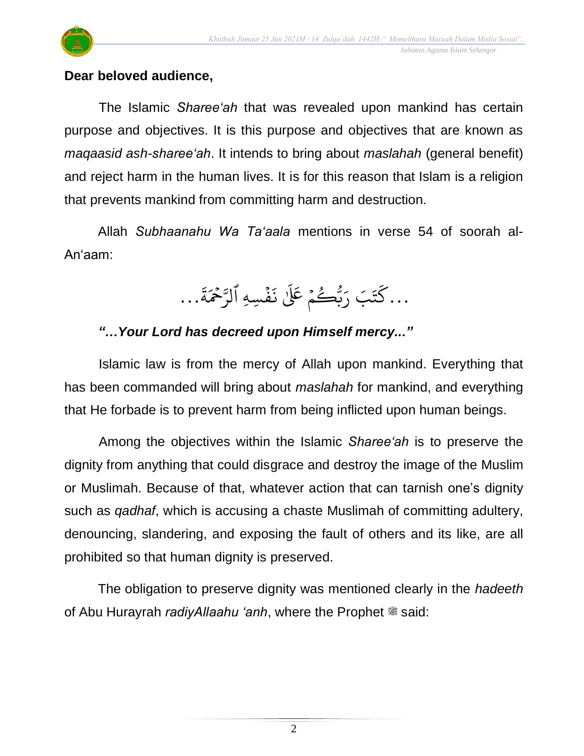**Dear beloved audience,**

The Islamic *Sharee'ah* that was revealed upon mankind has certain purpose and objectives. It is this purpose and objectives that are known as *maqaasid ash-sharee'ah*. It intends to bring about *maslahah* (general benefit) and reject harm in the human lives. It is for this reason that Islam is a religion that prevents mankind from committing harm and destruction.

Allah *Subhaanahu Wa Ta'aala* mentions in verse 54 of soorah al-An'aam:

...كَتَبَ رَبُّكُمْ عَلَىٰ نَفْسِهِ ٱلرَّحْمَةَ...

***"…Your Lord has decreed upon Himself mercy..."***

Islamic law is from the mercy of Allah upon mankind. Everything that has been commanded will bring about *maslahah* for mankind, and everything that He forbade is to prevent harm from being inflicted upon human beings.

Among the objectives within the Islamic *Sharee'ah* is to preserve the dignity from anything that could disgrace and destroy the image of the Muslim or Muslimah. Because of that, whatever action that can tarnish one's dignity such as *qadhaf*, which is accusing a chaste Muslimah of committing adultery, denouncing, slandering, and exposing the fault of others and its like, are all prohibited so that human dignity is preserved.

The obligation to preserve dignity was mentioned clearly in the *hadeeth* of Abu Hurayrah *radiyAllaahu 'anh*, where the Prophet ﷺ said: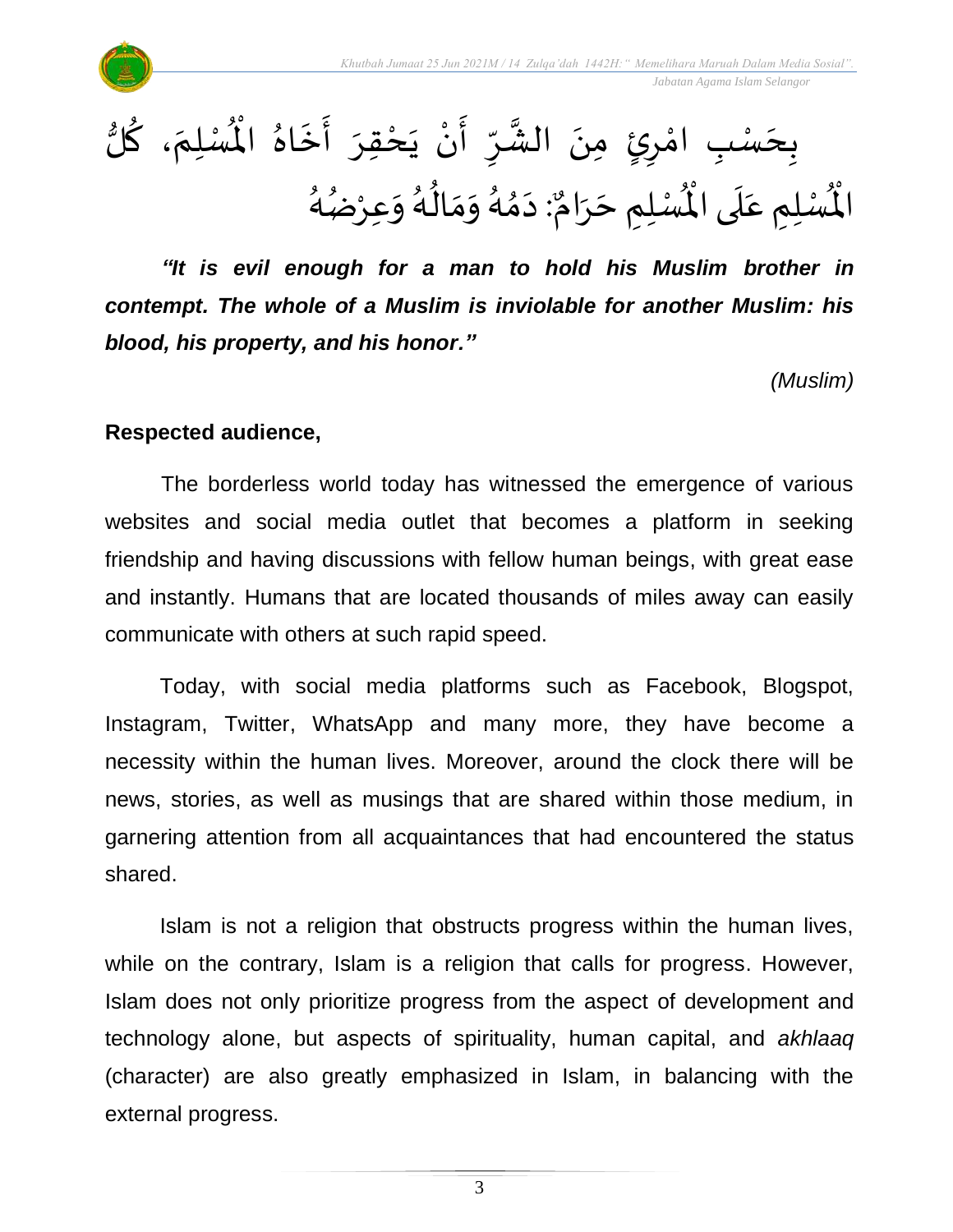بِحَسْبِ امْرِئٍ مِنَ الشَّرِّ أَنْ يَحْقِرَ أَخَاهُ الْمُسْلِمَ، كُلُّ الْمُسْلِمِ عَلَى الْمُسْلِمِ حَرَامٌ: دَمُهُ وَمَالُهُ وَعِرْضُهُ

***"It is evil enough for a man to hold his Muslim brother in contempt. The whole of a Muslim is inviolable for another Muslim: his blood, his property, and his honor."***

*(Muslim)*

**Respected audience,**

The borderless world today has witnessed the emergence of various websites and social media outlet that becomes a platform in seeking friendship and having discussions with fellow human beings, with great ease and instantly. Humans that are located thousands of miles away can easily communicate with others at such rapid speed.

Today, with social media platforms such as Facebook, Blogspot, Instagram, Twitter, WhatsApp and many more, they have become a necessity within the human lives. Moreover, around the clock there will be news, stories, as well as musings that are shared within those medium, in garnering attention from all acquaintances that had encountered the status shared.

Islam is not a religion that obstructs progress within the human lives, while on the contrary, Islam is a religion that calls for progress. However, Islam does not only prioritize progress from the aspect of development and technology alone, but aspects of spirituality, human capital, and *akhlaaq* (character) are also greatly emphasized in Islam, in balancing with the external progress.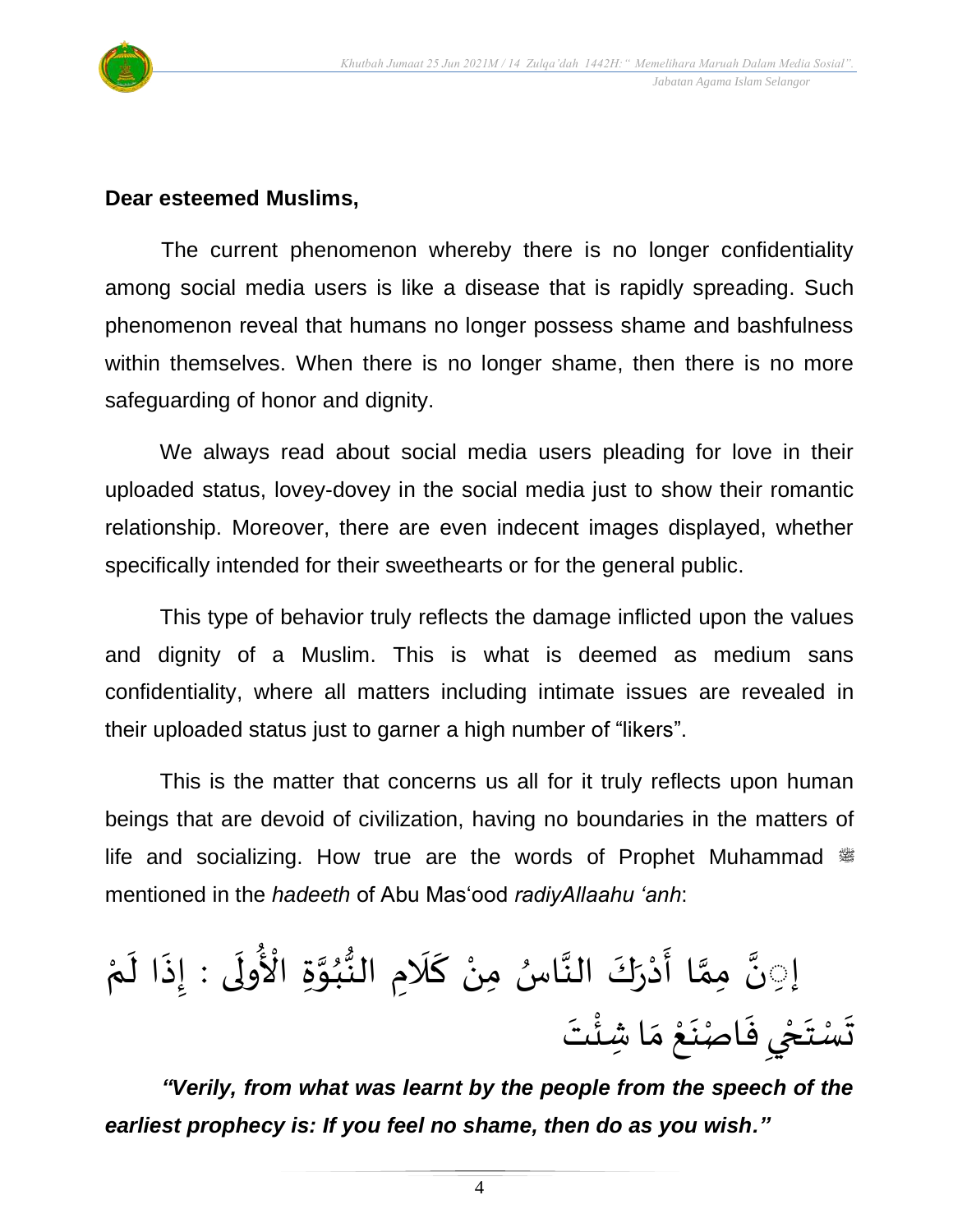**Dear esteemed Muslims,**

The current phenomenon whereby there is no longer confidentiality among social media users is like a disease that is rapidly spreading. Such phenomenon reveal that humans no longer possess shame and bashfulness within themselves. When there is no longer shame, then there is no more safeguarding of honor and dignity.

We always read about social media users pleading for love in their uploaded status, lovey-dovey in the social media just to show their romantic relationship. Moreover, there are even indecent images displayed, whether specifically intended for their sweethearts or for the general public.

This type of behavior truly reflects the damage inflicted upon the values and dignity of a Muslim. This is what is deemed as medium sans confidentiality, where all matters including intimate issues are revealed in their uploaded status just to garner a high number of "likers".

This is the matter that concerns us all for it truly reflects upon human beings that are devoid of civilization, having no boundaries in the matters of life and socializing. How true are the words of Prophet Muhammad ﷺ mentioned in the *hadeeth* of Abu Mas'ood *radiyAllaahu 'anh*:

إِنَّ مِمَّا أَدْرَكَ النَّاسُ مِنْ كَلَامِ النُّبُوَّةِ الْأُولَى : إِذَا لَمْ تَسْتَحْيِ فَاصْنَعْ مَا شِئْتَ

***"Verily, from what was learnt by the people from the speech of the earliest prophecy is: If you feel no shame, then do as you wish."***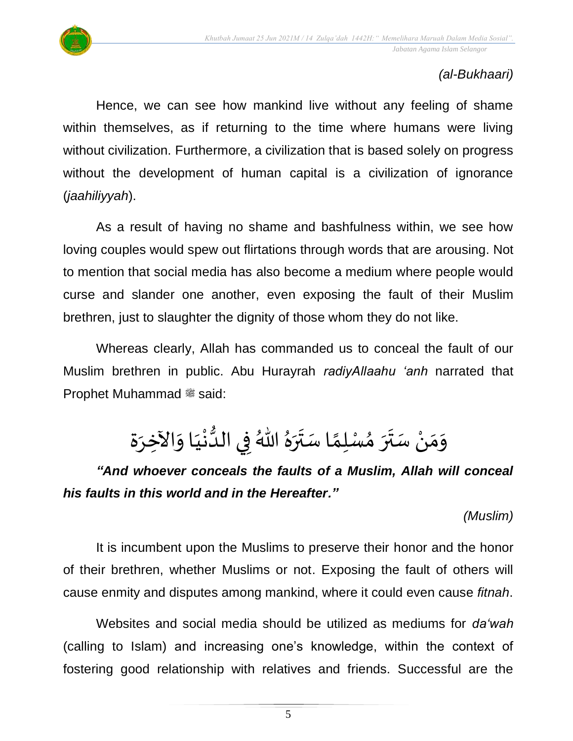*(al-Bukhaari)*

Hence, we can see how mankind live without any feeling of shame within themselves, as if returning to the time where humans were living without civilization. Furthermore, a civilization that is based solely on progress without the development of human capital is a civilization of ignorance (*jaahiliyyah*).

As a result of having no shame and bashfulness within, we see how loving couples would spew out flirtations through words that are arousing. Not to mention that social media has also become a medium where people would curse and slander one another, even exposing the fault of their Muslim brethren, just to slaughter the dignity of those whom they do not like.

Whereas clearly, Allah has commanded us to conceal the fault of our Muslim brethren in public. Abu Hurayrah *radiyAllaahu 'anh* narrated that Prophet Muhammad ﷺ said:

وَمَنْ سَتَرَ مُسْلِمًا سَتَرَهُ اللهُ فِي الدُّنْيَا وَالآخِرَةِ

***"And whoever conceals the faults of a Muslim, Allah will conceal his faults in this world and in the Hereafter."***

*(Muslim)*

It is incumbent upon the Muslims to preserve their honor and the honor of their brethren, whether Muslims or not. Exposing the fault of others will cause enmity and disputes among mankind, where it could even cause *fitnah*.

Websites and social media should be utilized as mediums for *da'wah* (calling to Islam) and increasing one's knowledge, within the context of fostering good relationship with relatives and friends. Successful are the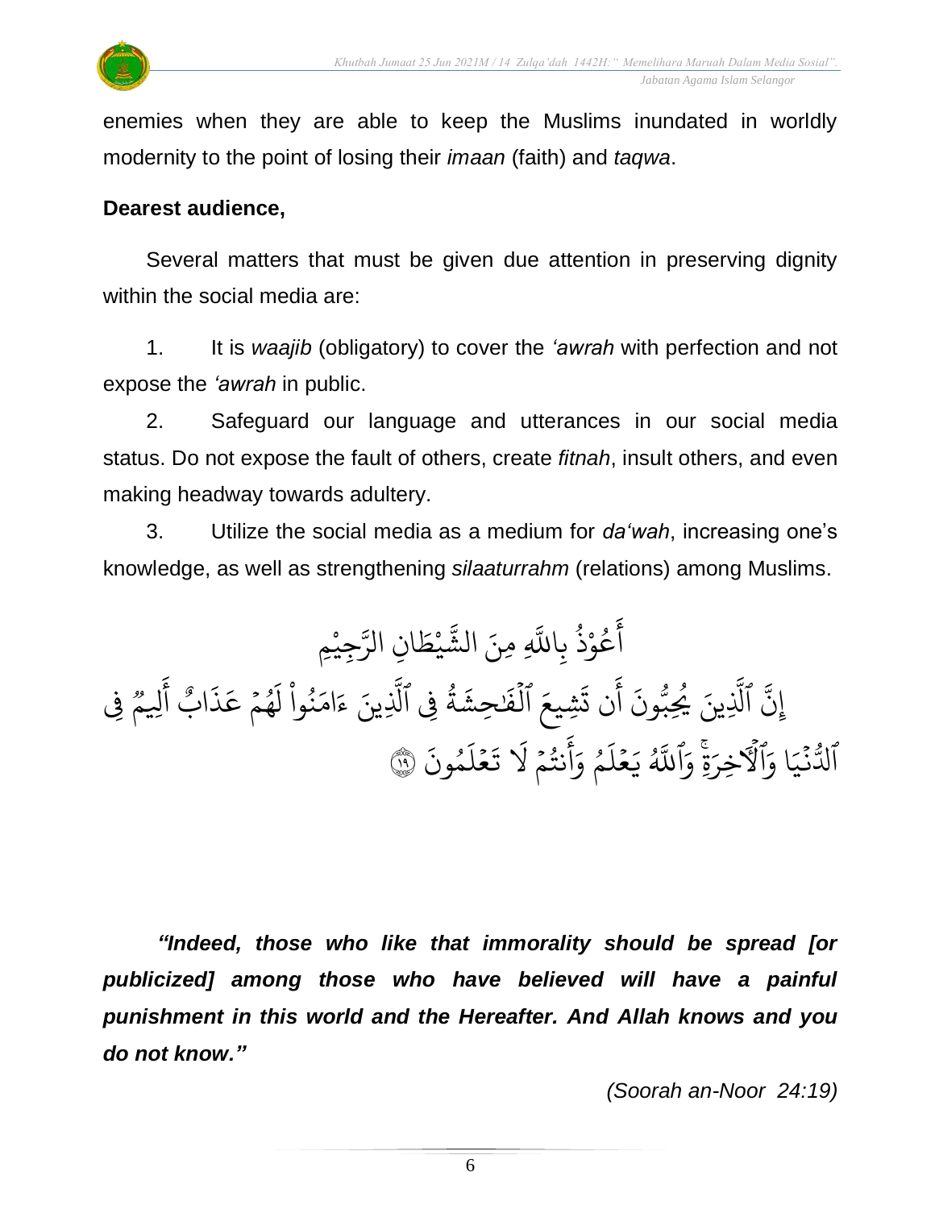enemies when they are able to keep the Muslims inundated in worldly modernity to the point of losing their *imaan* (faith) and *taqwa*.

**Dearest audience,**

Several matters that must be given due attention in preserving dignity within the social media are:

1. It is *waajib* (obligatory) to cover the *'awrah* with perfection and not expose the *'awrah* in public.

2. Safeguard our language and utterances in our social media status. Do not expose the fault of others, create *fitnah*, insult others, and even making headway towards adultery.

3. Utilize the social media as a medium for *da'wah*, increasing one's knowledge, as well as strengthening *silaaturrahm* (relations) among Muslims.

أَعُوْذُ بِاللَّهِ مِنَ الشَّيْطَانِ الرَّجِيْمِ

إِنَّ ٱلَّذِينَ يُحِبُّونَ أَن تَشِيعَ ٱلۡفَٰحِشَةُ فِي ٱلَّذِينَ ءَامَنُواْ لَهُمۡ عَذَابٌ أَلِيمٌ فِي ٱلدُّنۡيَا وَٱلۡأٓخِرَةِۚ وَٱللَّهُ يَعۡلَمُ وَأَنتُمۡ لَا تَعۡلَمُونَ ١٩

***"Indeed, those who like that immorality should be spread [or publicized] among those who have believed will have a painful punishment in this world and the Hereafter. And Allah knows and you do not know."***

*(Soorah an-Noor 24:19)*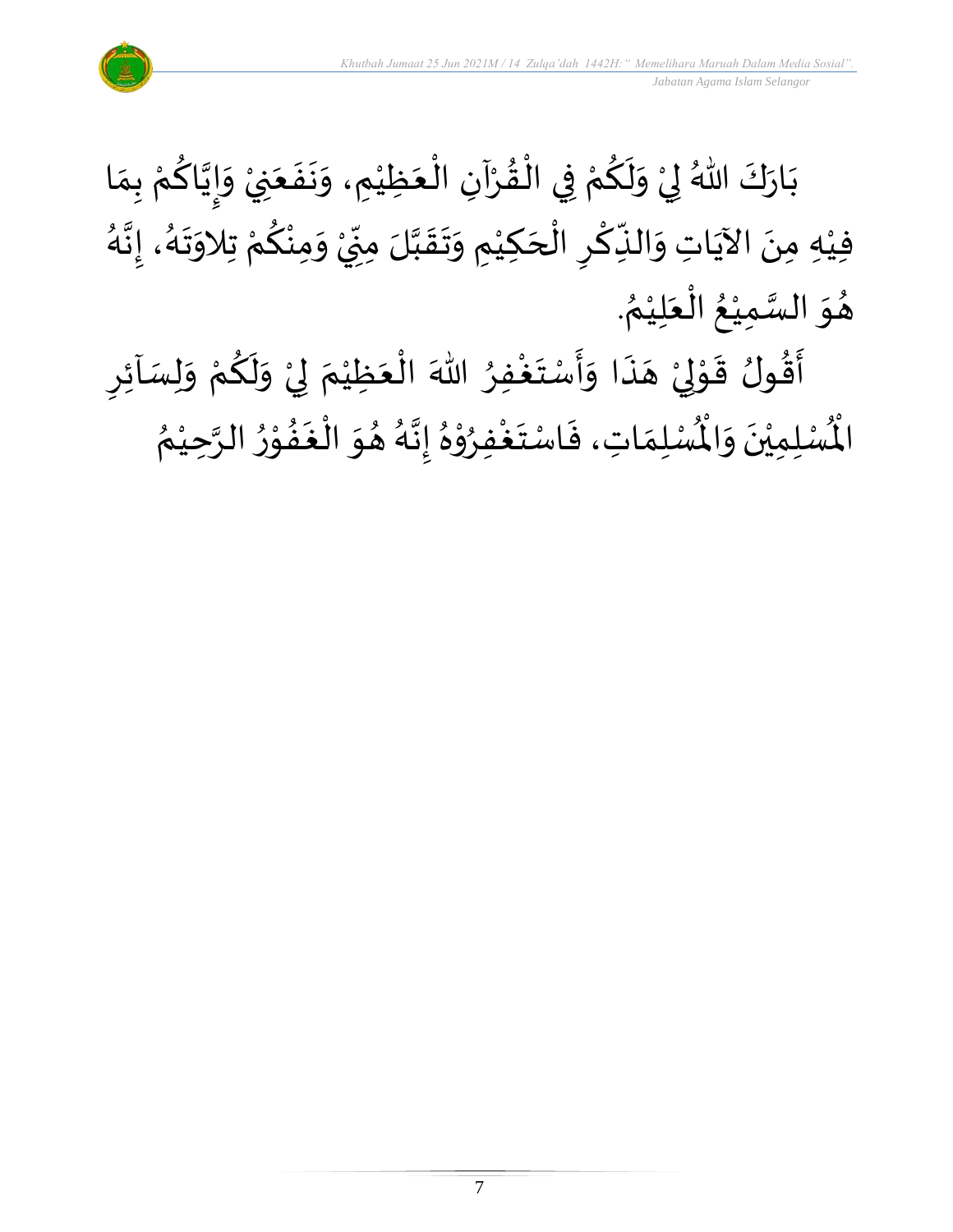بَارَكَ اللهُ لِيْ وَلَكُمْ فِي الْقُرْآنِ الْعَظِيْمِ، وَنَفَعَنِيْ وَإِيَّاكُمْ بِمَا فِيْهِ مِنَ الآيَاتِ وَالذِّكْرِ الْحَكِيْمِ وَتَقَبَّلَ مِنِّيْ وَمِنْكُمْ تِلاوَتَهُ، إِنَّهُ هُوَ السَّمِيْعُ الْعَلِيْمُ.

أَقُولُ قَوْلِيْ هَذَا وَأَسْتَغْفِرُ اللهَ الْعَظِيْمَ لِيْ وَلَكُمْ وَلِسَآئِرِ الْمُسْلِمِيْنَ وَالْمُسْلِمَاتِ، فَاسْتَغْفِرُوْهُ إِنَّهُ هُوَ الْغَفُوْرُ الرَّحِيْمُ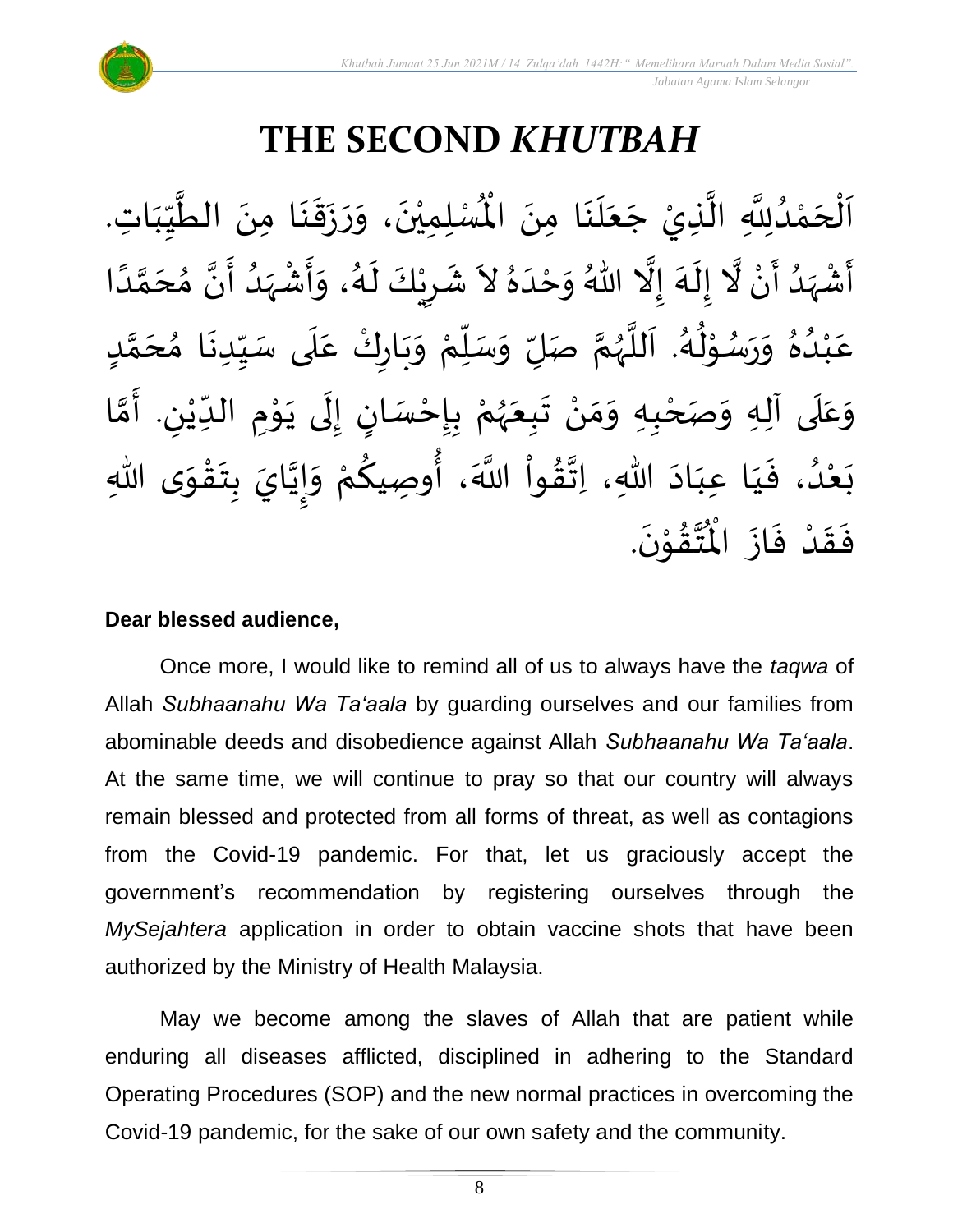# THE SECOND *KHUTBAH*

اَلْحَمْدُلِلَّهِ الَّذِيْ جَعَلَنَا مِنَ الْمُسْلِمِيْنَ، وَرَزَقَنَا مِنَ الطَّيِّبَاتِ. أَشْهَدُ أَنْ لَّا إِلَهَ إِلَّا اللهُ وَحْدَهُ لاَ شَرِيْكَ لَهُ، وَأَشْهَدُ أَنَّ مُحَمَّدًا عَبْدُهُ وَرَسُوْلُهُ. اَللَّهُمَّ صَلِّ وَسَلِّمْ وَبَارِكْ عَلَى سَيِّدِنَا مُحَمَّدٍ وَعَلَى آلِهِ وَصَحْبِهِ وَمَنْ تَبِعَهُمْ بِإِحْسَانٍ إِلَى يَوْمِ الدِّيْنِ. أَمَّا بَعْدُ، فَيَا عِبَادَ اللهِ، اِتَّقُواْ اللَّهَ، أُوصِيكُمْ وَإِيَّايَ بِتَقْوَى اللهِ فَقَدْ فَازَ الْمُتَّقُوْنَ.

**Dear blessed audience,**

Once more, I would like to remind all of us to always have the *taqwa* of Allah *Subhaanahu Wa Ta'aala* by guarding ourselves and our families from abominable deeds and disobedience against Allah *Subhaanahu Wa Ta'aala*. At the same time, we will continue to pray so that our country will always remain blessed and protected from all forms of threat, as well as contagions from the Covid-19 pandemic. For that, let us graciously accept the government's recommendation by registering ourselves through the *MySejahtera* application in order to obtain vaccine shots that have been authorized by the Ministry of Health Malaysia.

May we become among the slaves of Allah that are patient while enduring all diseases afflicted, disciplined in adhering to the Standard Operating Procedures (SOP) and the new normal practices in overcoming the Covid-19 pandemic, for the sake of our own safety and the community.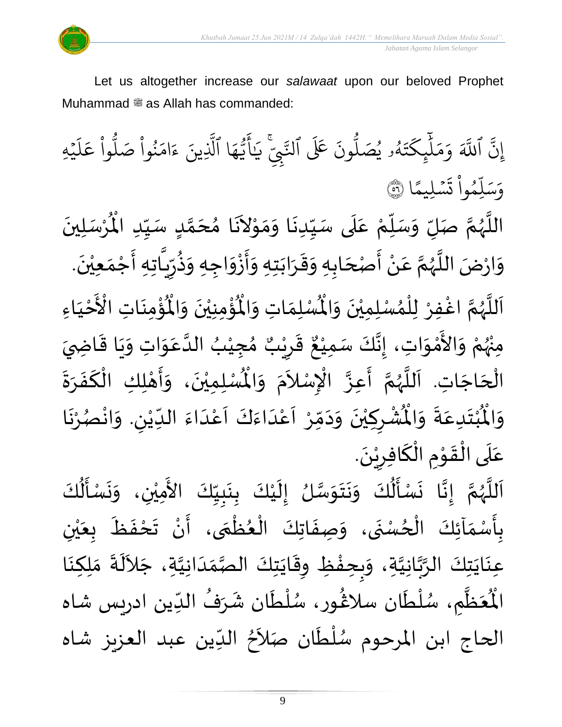Let us altogether increase our *salawaat* upon our beloved Prophet Muhammad ﷺ as Allah has commanded:

إِنَّ ٱللَّهَ وَمَلَٰٓئِكَتَهُۥ يُصَلُّونَ عَلَى ٱلنَّبِيِّۚ يَٰٓأَيُّهَا ٱلَّذِينَ ءَامَنُواْ صَلُّواْ عَلَيۡهِ وَسَلِّمُواْ تَسۡلِيمًا ﴿٥٦﴾

اللَّهُمَّ صَلِّ وَسَلِّمْ عَلَى سَيِّدِنَا وَمَوْلاَنَا مُحَمَّدٍ سَيِّدِ الْمُرْسَلِينَ وَارْضَ اللَّهُمَّ عَنْ أَصْحَابِهِ وَقَرَابَتِهِ وَأَزْوَاجِهِ وَذُرِّيَّاتِهِ أَجْمَعِيْنَ.

اَللَّهُمَّ اغْفِرْ لِلْمُسْلِمِيْنَ وَالْمُسْلِمَاتِ وَالْمُؤْمِنِيْنَ وَالْمُؤْمِنَاتِ الأَحْيَاءِ مِنْهُمْ وَالأَمْوَاتِ، إِنَّكَ سَمِيْعٌ قَرِيْبٌ مُجِيْبُ الدَّعَوَاتِ وَيَا قَاضِيَ الْحَاجَاتِ. اَللَّهُمَّ أَعِزَّ الإِسْلاَمَ وَالْمُسْلِمِيْنَ، وَأَهْلِكِ الْكَفَرَةَ وَالْمُبْتَدِعَةَ وَالْمُشْرِكِيْنَ وَدَمِّرْ اَعْدَاءَكَ اَعْدَاءَ الدِّيْنِ. وَانْصُرْنَا عَلَى الْقَوْمِ الْكَافِرِيْنَ.

اَللَّهُمَّ إِنَّا نَسْأَلُكَ وَنَتَوَسَّلُ إِلَيْكَ بِنَبِيِّكَ الأَمِيْنِ، وَنَسْأَلُكَ بِأَسْمَآئِكَ الْحُسْنَى، وَصِفَاتِكَ الْعُظْمَى، أَنْ تَحْفَظَ بِعَيْنِ عِنَايَتِكَ الرَّبَّانِيَّةِ، وَبِحِفْظِ وِقَايَتِكَ الصَّمَدَانِيَّةِ، جَلاَلَةَ مَلِكِنَا الْمُعَظَّمِ، سُلْطَان سلاڠور، سُلْطَان شَرَفُ الدِّين ادريس شاه الحاج ابن المرحوم سُلْطَان صَلاَحُ الدِّين عبد العزيز شاه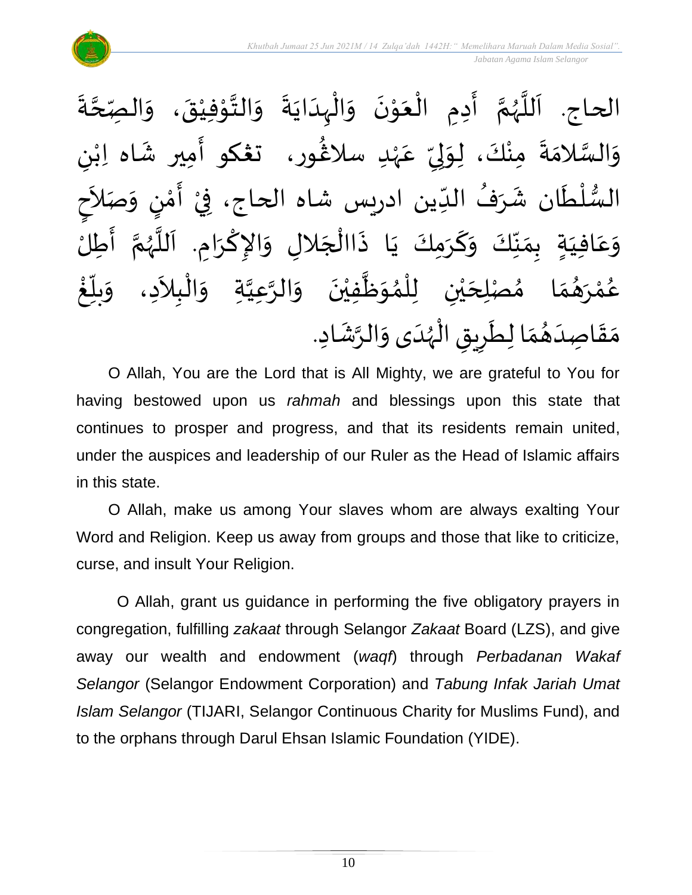الحاج. اَللَّهُمَّ أَدِمِ الْعَوْنَ وَالْهِدَايَةَ وَالتَّوْفِيْقَ، وَالصِّحَّةَ وَالسَّلامَةَ مِنْكَ، لِوَلِيِّ عَهْدِ سلاڠور، تڠكو أَمِير شَاه اِبْنِ السُّلْطَان شَرَفُ الدِّين ادريس شاه الحاج، فِيْ أَمْنٍ وَصَلاَحٍ وَعَافِيَةٍ بِمَنِّكَ وَكَرَمِكَ يَا ذَاالْجَلالِ وَالإِكْرَامِ. اَللَّهُمَّ أَطِلْ عُمْرَهُمَا مُصْلِحَيْنِ لِلْمُوَظَّفِيْنَ وَالرَّعِيَّةِ وَالْبِلاَدِ، وَبلِّغْ مَقَاصِدَهُمَا لِطَرِيقِ الْهُدَى وَالرَّشَادِ.

O Allah, You are the Lord that is All Mighty, we are grateful to You for having bestowed upon us *rahmah* and blessings upon this state that continues to prosper and progress, and that its residents remain united, under the auspices and leadership of our Ruler as the Head of Islamic affairs in this state.

O Allah, make us among Your slaves whom are always exalting Your Word and Religion. Keep us away from groups and those that like to criticize, curse, and insult Your Religion.

O Allah, grant us guidance in performing the five obligatory prayers in congregation, fulfilling *zakaat* through Selangor *Zakaat* Board (LZS), and give away our wealth and endowment (*waqf*) through *Perbadanan Wakaf Selangor* (Selangor Endowment Corporation) and *Tabung Infak Jariah Umat Islam Selangor* (TIJARI, Selangor Continuous Charity for Muslims Fund), and to the orphans through Darul Ehsan Islamic Foundation (YIDE).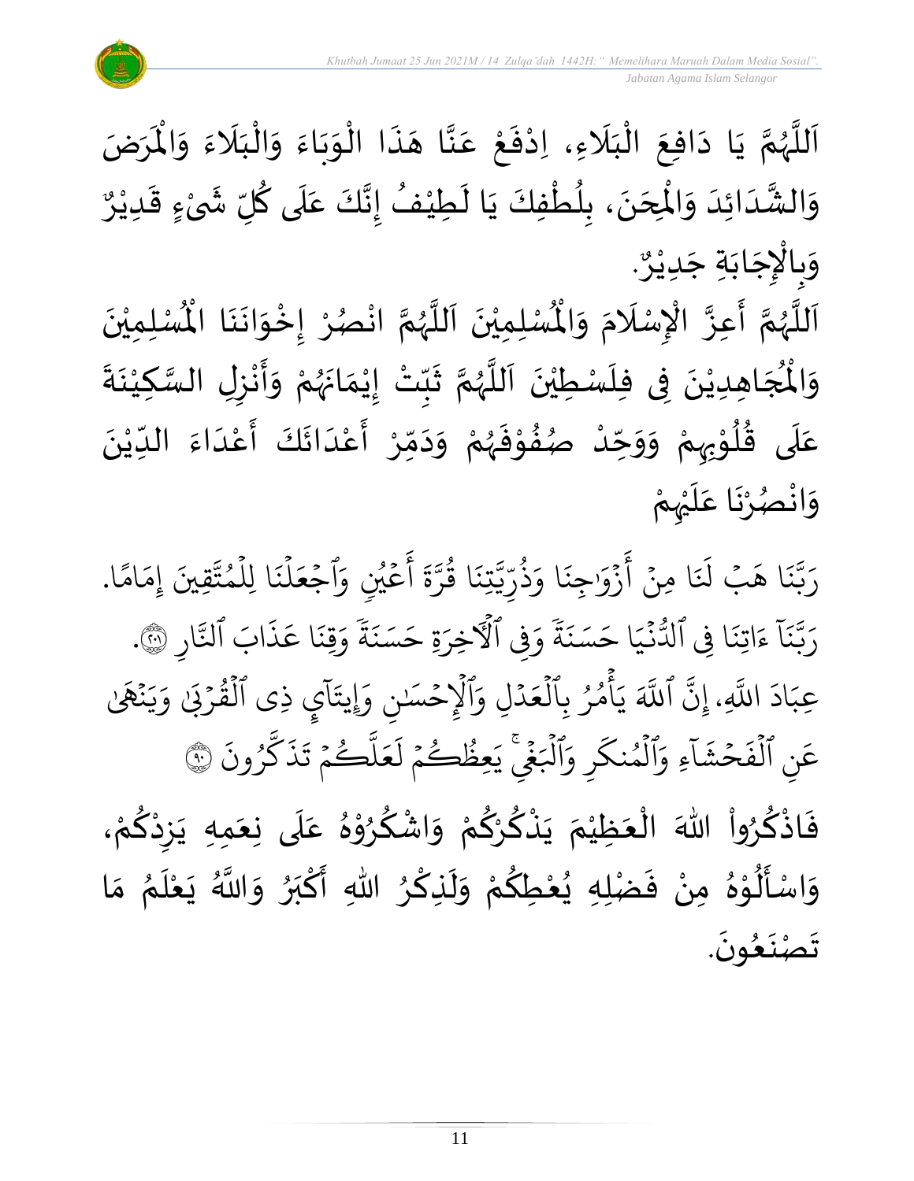اَللَّهُمَّ يَا دَافِعَ الْبَلَاءِ، اِدْفَعْ عَنَّا هَذَا الْوَبَاءَ وَالْبَلَاءَ وَالْمَرَضَ وَالشَّدَائِدَ وَالْمِحَنَ، بِلُطْفِكَ يَا لَطِيْفُ إِنَّكَ عَلَى كُلِّ شَىْءٍ قَدِيْرٌ وَبِالْإِجَابَةِ جَدِيْرٌ.

اَللَّهُمَّ أَعِزَّ الْإِسْلَامَ وَالْمُسْلِمِيْنَ اَللَّهُمَّ انْصُرْ إِخْوَانَنَا الْمُسْلِمِيْنَ وَالْمُجَاهِدِيْنَ فِى فِلَسْطِيْنَ اَللَّهُمَّ ثَبِّتْ إِيْمَانَهُمْ وَأَنْزِلِ السَّكِيْنَةَ عَلَى قُلُوْبِهِمْ وَوَحِّدْ صُفُوْفَهُمْ وَدَمِّرْ أَعْدَائَكَ أَعْدَاءَ الدِّيْنَ وَانْصُرْنَا عَلَيْهِمْ

رَبَّنَا هَبْ لَنَا مِنْ أَزْوَاجِنَا وَذُرِّيَّتِنَا قُرَّةَ أَعْيُنٍ وَٱجْعَلْنَا لِلْمُتَّقِينَ إِمَامًا.

رَبَّنَآ ءَاتِنَا فِي ٱلدُّنْيَا حَسَنَةً وَفِي ٱلْأٓخِرَةِ حَسَنَةً وَقِنَا عَذَابَ ٱلنَّارِ ﴿٢٠١﴾.

عِبَادَ اللَّهِ، إِنَّ ٱللَّهَ يَأْمُرُ بِٱلْعَدْلِ وَٱلْإِحْسَٰنِ وَإِيتَآيِٕ ذِى ٱلْقُرْبَىٰ وَيَنْهَىٰ عَنِ ٱلْفَحْشَآءِ وَٱلْمُنكَرِ وَٱلْبَغْيِ ۚ يَعِظُكُمْ لَعَلَّكُمْ تَذَكَّرُونَ ﴿٩٠﴾

فَاذْكُرُواْ اللهَ الْعَظِيْمَ يَذْكُرْكُمْ وَاشْكُرُوْهُ عَلَى نِعَمِهِ يَزِدْكُمْ، وَاسْأَلُوْهُ مِنْ فَضْلِهِ يُعْطِكُمْ وَلَذِكْرُ اللهِ أَكْبَرُ وَاللَّهُ يَعْلَمُ مَا تَصْنَعُونَ.